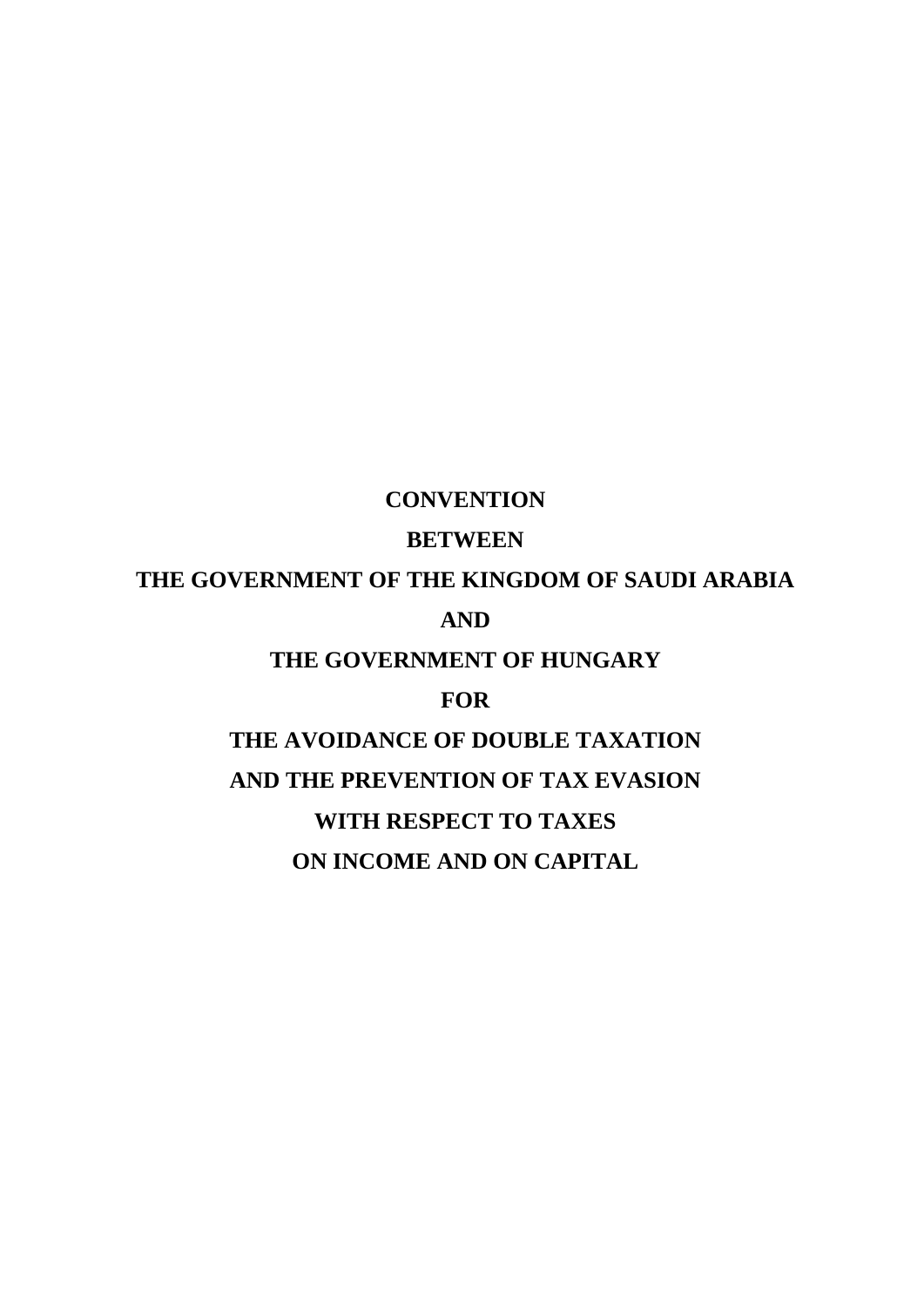# CONVENTION

# BETWEEN

# THE GOVERNMENT OF THE KINGDOM OF SAUDI ARABIA

# AND

# THE GOVERNMENT OF HUNGARY

# FOR

# THE AVOIDANCE OF DOUBLE TAXATION

# AND THE PREVENTION OF TAX EVASION

# WITH RESPECT TO TAXES

# ON INCOME AND ON CAPITAL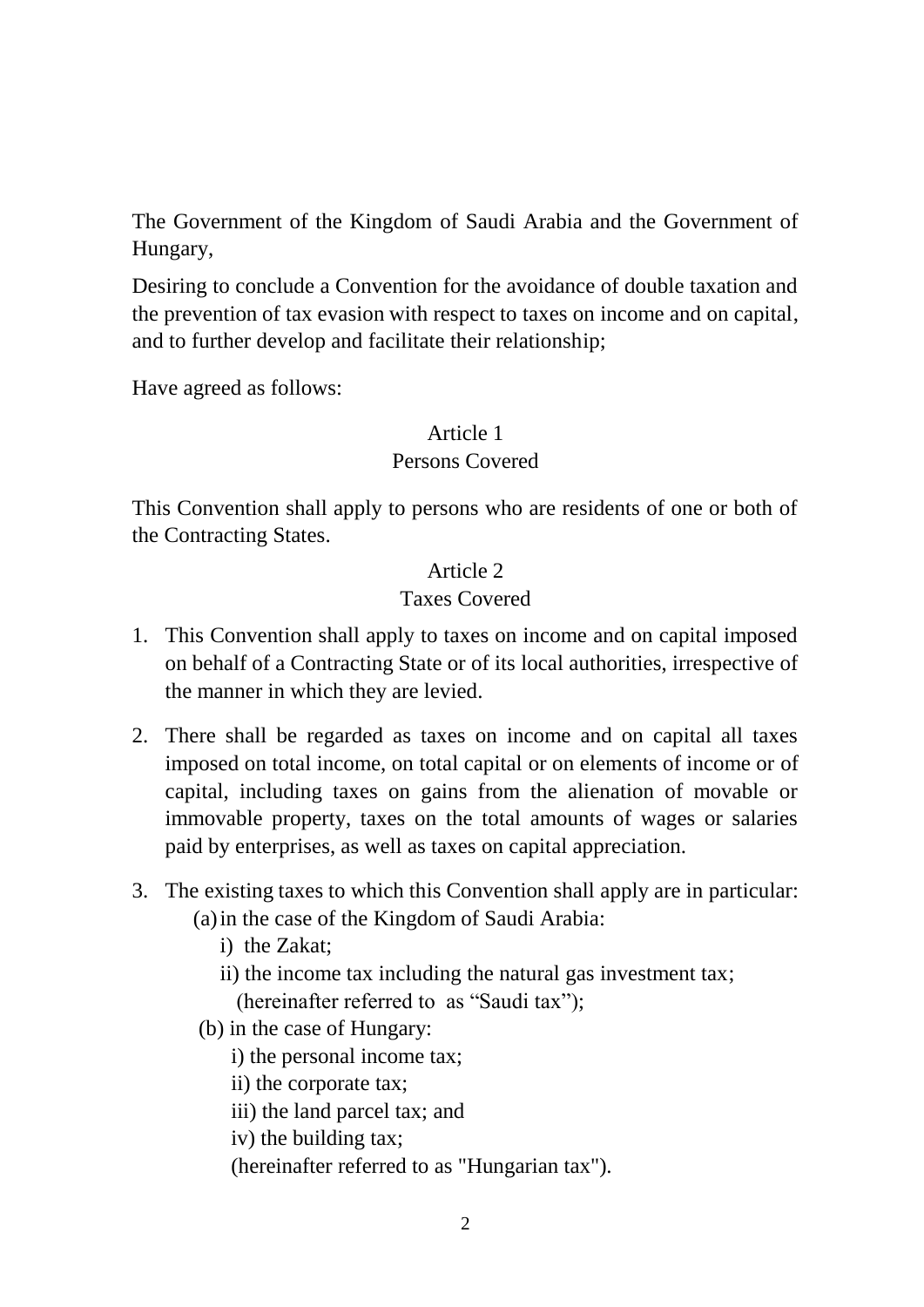The Government of the Kingdom of Saudi Arabia and the Government of Hungary,

Desiring to conclude a Convention for the avoidance of double taxation and the prevention of tax evasion with respect to taxes on income and on capital, and to further develop and facilitate their relationship;

Have agreed as follows:

## Article 1
## Persons Covered

This Convention shall apply to persons who are residents of one or both of the Contracting States.

## Article 2
## Taxes Covered

1. This Convention shall apply to taxes on income and on capital imposed on behalf of a Contracting State or of its local authorities, irrespective of the manner in which they are levied.

2. There shall be regarded as taxes on income and on capital all taxes imposed on total income, on total capital or on elements of income or of capital, including taxes on gains from the alienation of movable or immovable property, taxes on the total amounts of wages or salaries paid by enterprises, as well as taxes on capital appreciation.

3. The existing taxes to which this Convention shall apply are in particular:
   (a) in the case of the Kingdom of Saudi Arabia:
      i) the Zakat;
      ii) the income tax including the natural gas investment tax;
      (hereinafter referred to as "Saudi tax");
   (b) in the case of Hungary:
      i) the personal income tax;
      ii) the corporate tax;
      iii) the land parcel tax; and
      iv) the building tax;
      (hereinafter referred to as "Hungarian tax").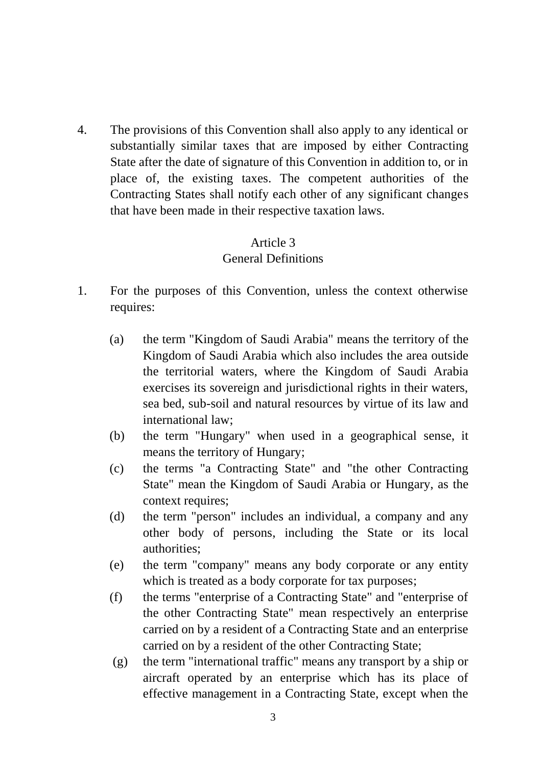4. The provisions of this Convention shall also apply to any identical or substantially similar taxes that are imposed by either Contracting State after the date of signature of this Convention in addition to, or in place of, the existing taxes. The competent authorities of the Contracting States shall notify each other of any significant changes that have been made in their respective taxation laws.

## Article 3
## General Definitions

1. For the purposes of this Convention, unless the context otherwise requires:

   (a) the term "Kingdom of Saudi Arabia" means the territory of the Kingdom of Saudi Arabia which also includes the area outside the territorial waters, where the Kingdom of Saudi Arabia exercises its sovereign and jurisdictional rights in their waters, sea bed, sub-soil and natural resources by virtue of its law and international law;

   (b) the term "Hungary" when used in a geographical sense, it means the territory of Hungary;

   (c) the terms "a Contracting State" and "the other Contracting State" mean the Kingdom of Saudi Arabia or Hungary, as the context requires;

   (d) the term "person" includes an individual, a company and any other body of persons, including the State or its local authorities;

   (e) the term "company" means any body corporate or any entity which is treated as a body corporate for tax purposes;

   (f) the terms "enterprise of a Contracting State" and "enterprise of the other Contracting State" mean respectively an enterprise carried on by a resident of a Contracting State and an enterprise carried on by a resident of the other Contracting State;

   (g) the term "international traffic" means any transport by a ship or aircraft operated by an enterprise which has its place of effective management in a Contracting State, except when the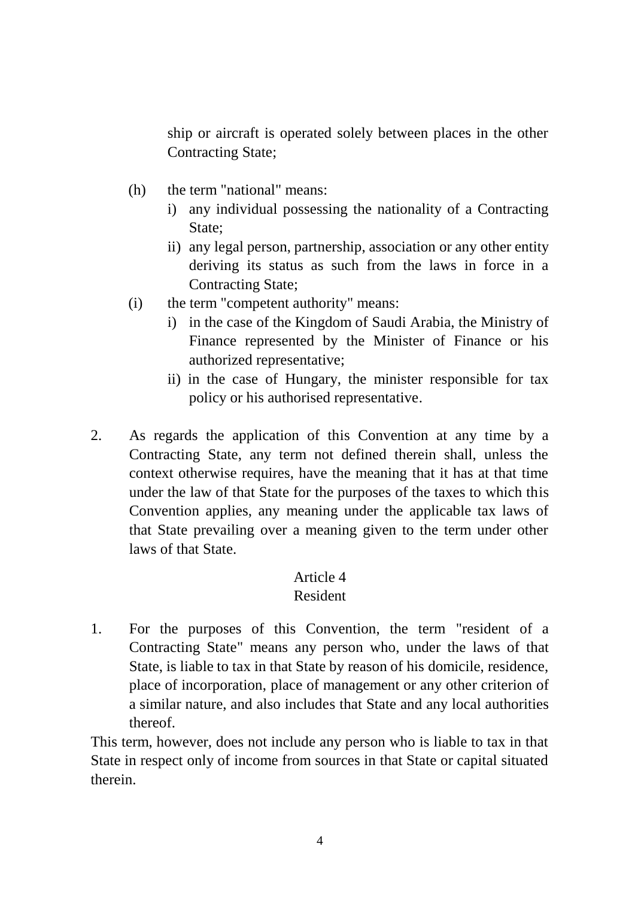ship or aircraft is operated solely between places in the other Contracting State;

(h) the term "national" means:
   i) any individual possessing the nationality of a Contracting State;
   ii) any legal person, partnership, association or any other entity deriving its status as such from the laws in force in a Contracting State;

(i) the term "competent authority" means:
   i) in the case of the Kingdom of Saudi Arabia, the Ministry of Finance represented by the Minister of Finance or his authorized representative;
   ii) in the case of Hungary, the minister responsible for tax policy or his authorised representative.

2. As regards the application of this Convention at any time by a Contracting State, any term not defined therein shall, unless the context otherwise requires, have the meaning that it has at that time under the law of that State for the purposes of the taxes to which this Convention applies, any meaning under the applicable tax laws of that State prevailing over a meaning given to the term under other laws of that State.

## Article 4
## Resident

1. For the purposes of this Convention, the term "resident of a Contracting State" means any person who, under the laws of that State, is liable to tax in that State by reason of his domicile, residence, place of incorporation, place of management or any other criterion of a similar nature, and also includes that State and any local authorities thereof.

This term, however, does not include any person who is liable to tax in that State in respect only of income from sources in that State or capital situated therein.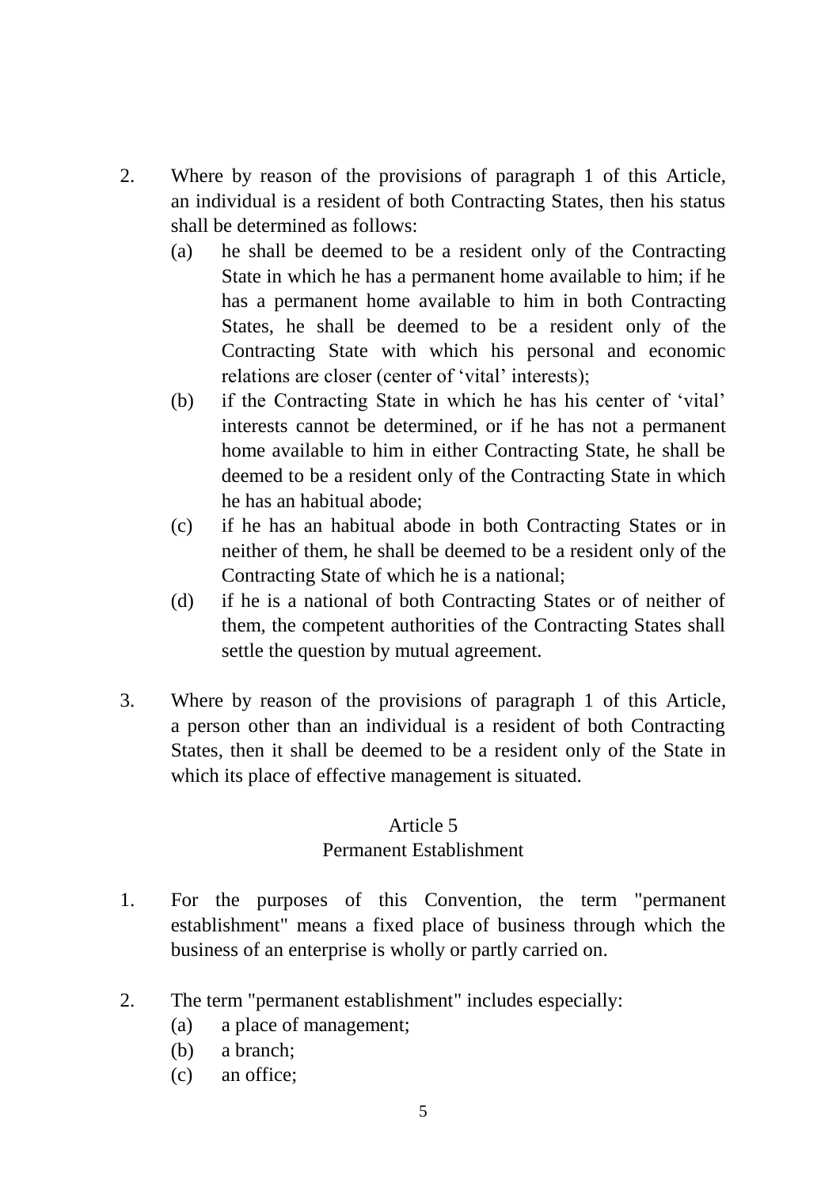2. Where by reason of the provisions of paragraph 1 of this Article, an individual is a resident of both Contracting States, then his status shall be determined as follows:
   (a) he shall be deemed to be a resident only of the Contracting State in which he has a permanent home available to him; if he has a permanent home available to him in both Contracting States, he shall be deemed to be a resident only of the Contracting State with which his personal and economic relations are closer (center of 'vital' interests);
   (b) if the Contracting State in which he has his center of 'vital' interests cannot be determined, or if he has not a permanent home available to him in either Contracting State, he shall be deemed to be a resident only of the Contracting State in which he has an habitual abode;
   (c) if he has an habitual abode in both Contracting States or in neither of them, he shall be deemed to be a resident only of the Contracting State of which he is a national;
   (d) if he is a national of both Contracting States or of neither of them, the competent authorities of the Contracting States shall settle the question by mutual agreement.

3. Where by reason of the provisions of paragraph 1 of this Article, a person other than an individual is a resident of both Contracting States, then it shall be deemed to be a resident only of the State in which its place of effective management is situated.

## Article 5
## Permanent Establishment

1. For the purposes of this Convention, the term "permanent establishment" means a fixed place of business through which the business of an enterprise is wholly or partly carried on.

2. The term "permanent establishment" includes especially:
   (a) a place of management;
   (b) a branch;
   (c) an office;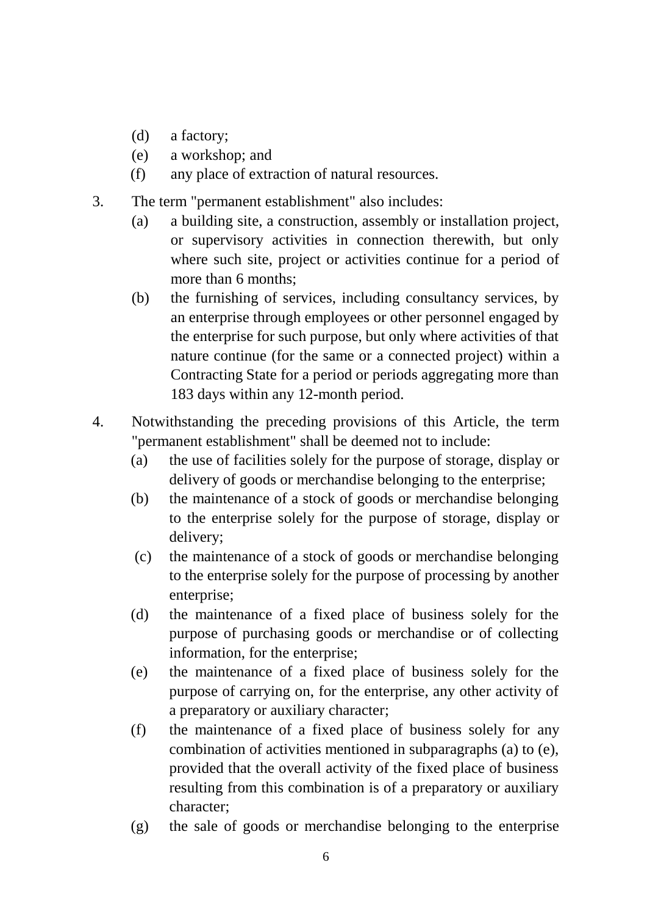(d) a factory;

(e) a workshop; and

(f) any place of extraction of natural resources.

3. The term "permanent establishment" also includes:

   (a) a building site, a construction, assembly or installation project, or supervisory activities in connection therewith, but only where such site, project or activities continue for a period of more than 6 months;

   (b) the furnishing of services, including consultancy services, by an enterprise through employees or other personnel engaged by the enterprise for such purpose, but only where activities of that nature continue (for the same or a connected project) within a Contracting State for a period or periods aggregating more than 183 days within any 12-month period.

4. Notwithstanding the preceding provisions of this Article, the term "permanent establishment" shall be deemed not to include:

   (a) the use of facilities solely for the purpose of storage, display or delivery of goods or merchandise belonging to the enterprise;

   (b) the maintenance of a stock of goods or merchandise belonging to the enterprise solely for the purpose of storage, display or delivery;

   (c) the maintenance of a stock of goods or merchandise belonging to the enterprise solely for the purpose of processing by another enterprise;

   (d) the maintenance of a fixed place of business solely for the purpose of purchasing goods or merchandise or of collecting information, for the enterprise;

   (e) the maintenance of a fixed place of business solely for the purpose of carrying on, for the enterprise, any other activity of a preparatory or auxiliary character;

   (f) the maintenance of a fixed place of business solely for any combination of activities mentioned in subparagraphs (a) to (e), provided that the overall activity of the fixed place of business resulting from this combination is of a preparatory or auxiliary character;

   (g) the sale of goods or merchandise belonging to the enterprise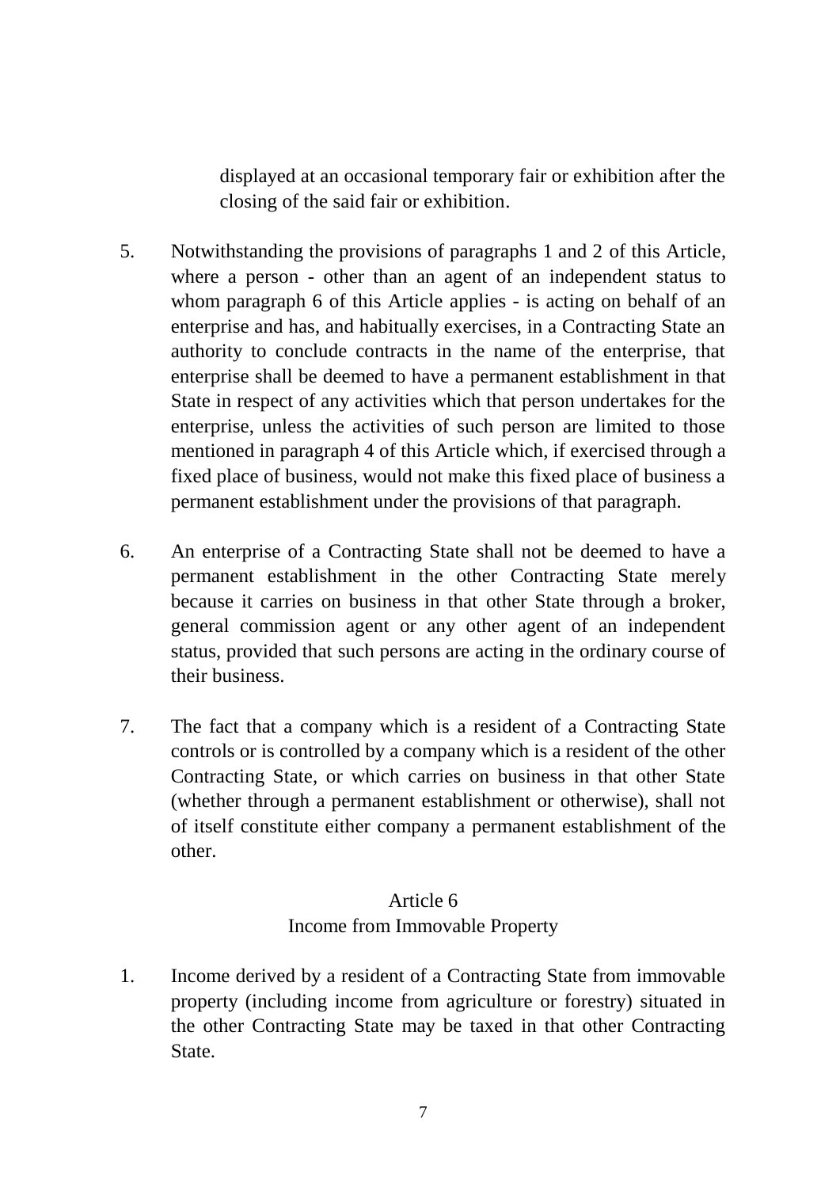displayed at an occasional temporary fair or exhibition after the closing of the said fair or exhibition.

5. Notwithstanding the provisions of paragraphs 1 and 2 of this Article, where a person - other than an agent of an independent status to whom paragraph 6 of this Article applies - is acting on behalf of an enterprise and has, and habitually exercises, in a Contracting State an authority to conclude contracts in the name of the enterprise, that enterprise shall be deemed to have a permanent establishment in that State in respect of any activities which that person undertakes for the enterprise, unless the activities of such person are limited to those mentioned in paragraph 4 of this Article which, if exercised through a fixed place of business, would not make this fixed place of business a permanent establishment under the provisions of that paragraph.

6. An enterprise of a Contracting State shall not be deemed to have a permanent establishment in the other Contracting State merely because it carries on business in that other State through a broker, general commission agent or any other agent of an independent status, provided that such persons are acting in the ordinary course of their business.

7. The fact that a company which is a resident of a Contracting State controls or is controlled by a company which is a resident of the other Contracting State, or which carries on business in that other State (whether through a permanent establishment or otherwise), shall not of itself constitute either company a permanent establishment of the other.

## Article 6
## Income from Immovable Property

1. Income derived by a resident of a Contracting State from immovable property (including income from agriculture or forestry) situated in the other Contracting State may be taxed in that other Contracting State.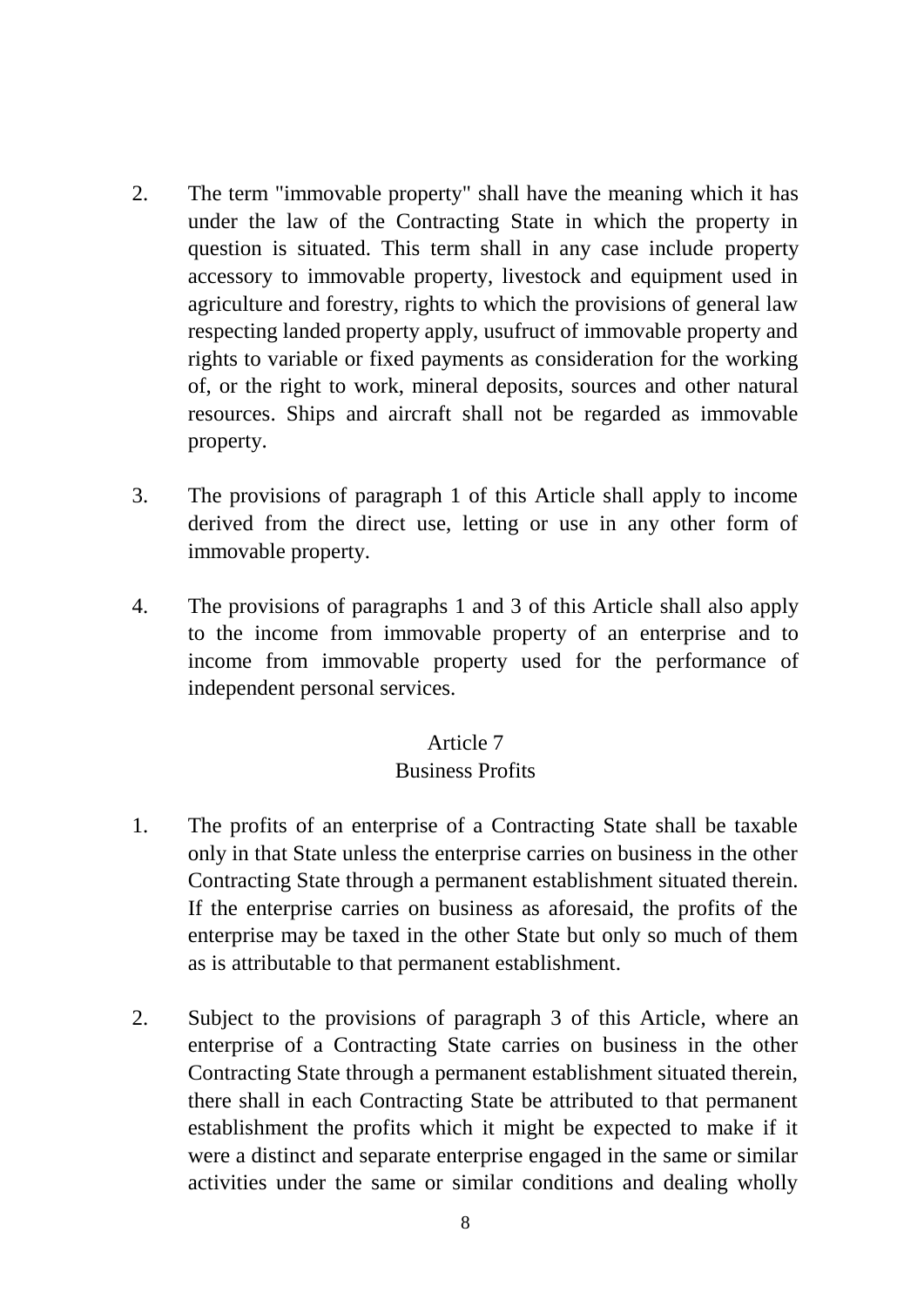2. The term "immovable property" shall have the meaning which it has under the law of the Contracting State in which the property in question is situated. This term shall in any case include property accessory to immovable property, livestock and equipment used in agriculture and forestry, rights to which the provisions of general law respecting landed property apply, usufruct of immovable property and rights to variable or fixed payments as consideration for the working of, or the right to work, mineral deposits, sources and other natural resources. Ships and aircraft shall not be regarded as immovable property.

3. The provisions of paragraph 1 of this Article shall apply to income derived from the direct use, letting or use in any other form of immovable property.

4. The provisions of paragraphs 1 and 3 of this Article shall also apply to the income from immovable property of an enterprise and to income from immovable property used for the performance of independent personal services.

## Article 7
## Business Profits

1. The profits of an enterprise of a Contracting State shall be taxable only in that State unless the enterprise carries on business in the other Contracting State through a permanent establishment situated therein. If the enterprise carries on business as aforesaid, the profits of the enterprise may be taxed in the other State but only so much of them as is attributable to that permanent establishment.

2. Subject to the provisions of paragraph 3 of this Article, where an enterprise of a Contracting State carries on business in the other Contracting State through a permanent establishment situated therein, there shall in each Contracting State be attributed to that permanent establishment the profits which it might be expected to make if it were a distinct and separate enterprise engaged in the same or similar activities under the same or similar conditions and dealing wholly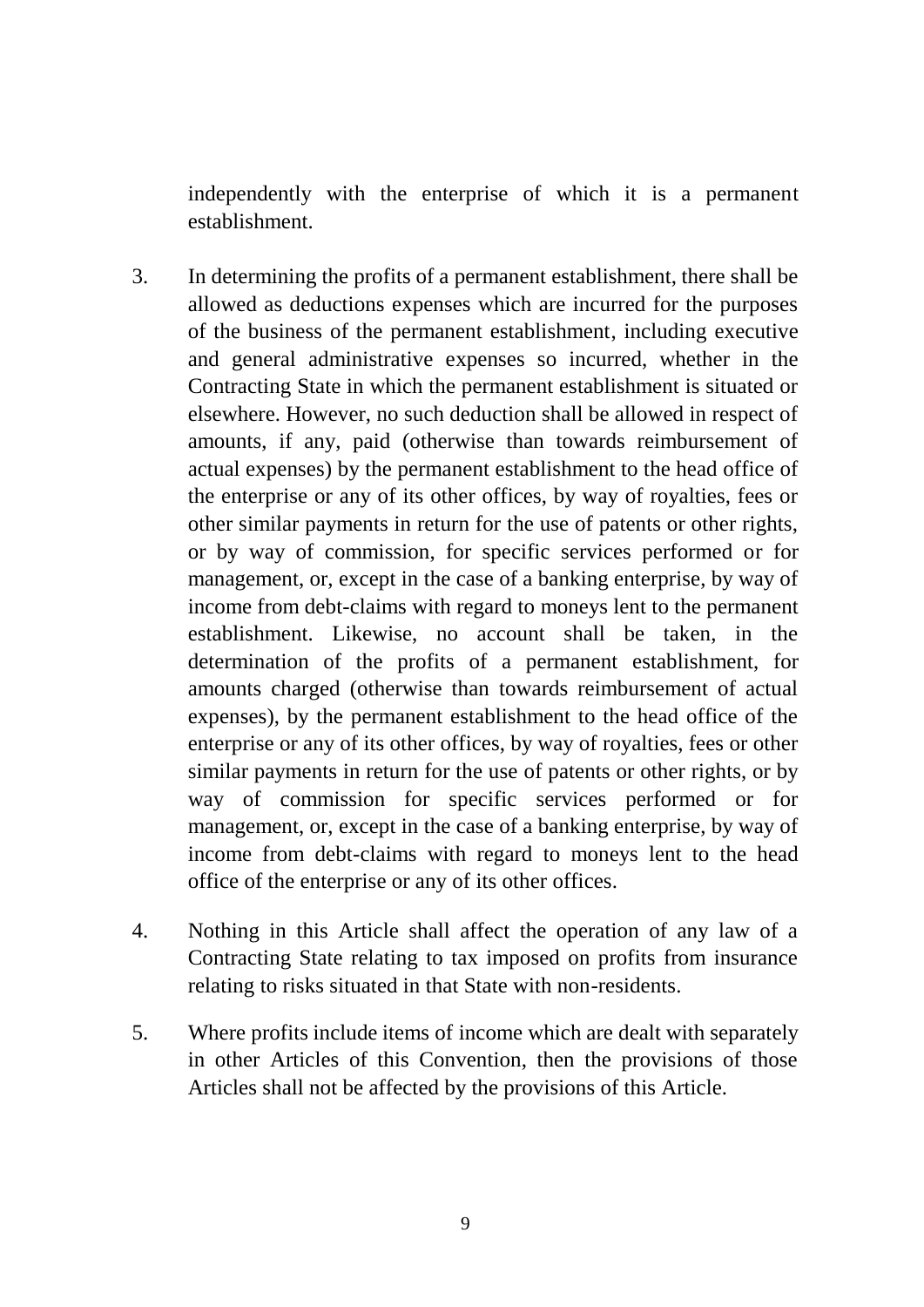independently with the enterprise of which it is a permanent establishment.

3. In determining the profits of a permanent establishment, there shall be allowed as deductions expenses which are incurred for the purposes of the business of the permanent establishment, including executive and general administrative expenses so incurred, whether in the Contracting State in which the permanent establishment is situated or elsewhere. However, no such deduction shall be allowed in respect of amounts, if any, paid (otherwise than towards reimbursement of actual expenses) by the permanent establishment to the head office of the enterprise or any of its other offices, by way of royalties, fees or other similar payments in return for the use of patents or other rights, or by way of commission, for specific services performed or for management, or, except in the case of a banking enterprise, by way of income from debt-claims with regard to moneys lent to the permanent establishment. Likewise, no account shall be taken, in the determination of the profits of a permanent establishment, for amounts charged (otherwise than towards reimbursement of actual expenses), by the permanent establishment to the head office of the enterprise or any of its other offices, by way of royalties, fees or other similar payments in return for the use of patents or other rights, or by way of commission for specific services performed or for management, or, except in the case of a banking enterprise, by way of income from debt-claims with regard to moneys lent to the head office of the enterprise or any of its other offices.

4. Nothing in this Article shall affect the operation of any law of a Contracting State relating to tax imposed on profits from insurance relating to risks situated in that State with non-residents.

5. Where profits include items of income which are dealt with separately in other Articles of this Convention, then the provisions of those Articles shall not be affected by the provisions of this Article.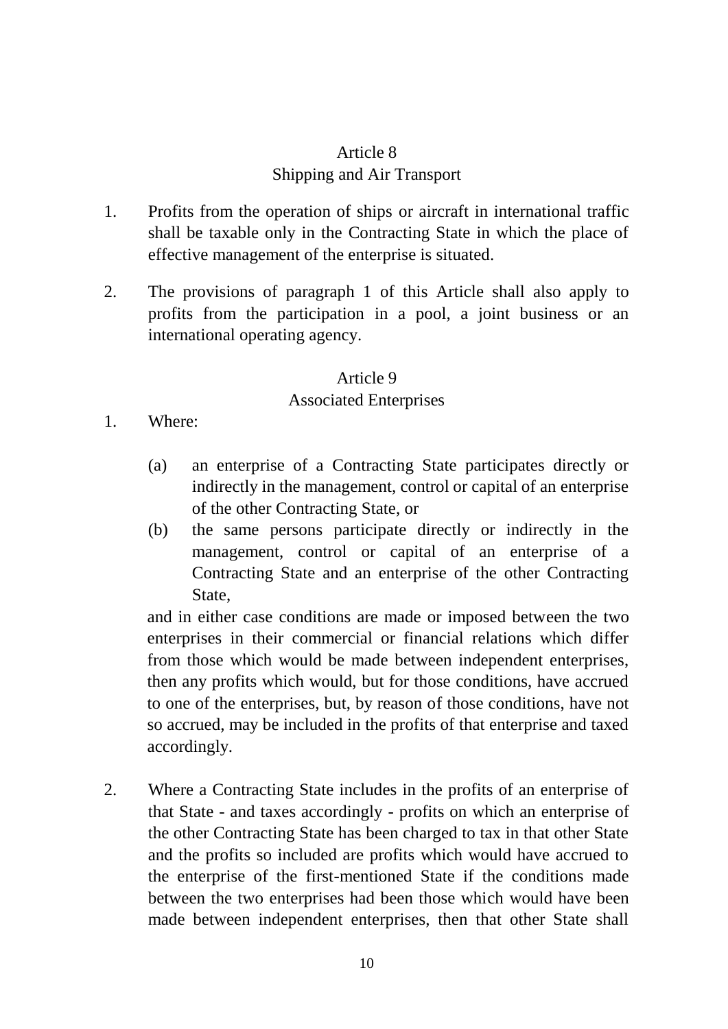## Article 8
### Shipping and Air Transport

1. Profits from the operation of ships or aircraft in international traffic shall be taxable only in the Contracting State in which the place of effective management of the enterprise is situated.

2. The provisions of paragraph 1 of this Article shall also apply to profits from the participation in a pool, a joint business or an international operating agency.

## Article 9
### Associated Enterprises

1. Where:

   (a) an enterprise of a Contracting State participates directly or indirectly in the management, control or capital of an enterprise of the other Contracting State, or

   (b) the same persons participate directly or indirectly in the management, control or capital of an enterprise of a Contracting State and an enterprise of the other Contracting State,

   and in either case conditions are made or imposed between the two enterprises in their commercial or financial relations which differ from those which would be made between independent enterprises, then any profits which would, but for those conditions, have accrued to one of the enterprises, but, by reason of those conditions, have not so accrued, may be included in the profits of that enterprise and taxed accordingly.

2. Where a Contracting State includes in the profits of an enterprise of that State - and taxes accordingly - profits on which an enterprise of the other Contracting State has been charged to tax in that other State and the profits so included are profits which would have accrued to the enterprise of the first-mentioned State if the conditions made between the two enterprises had been those which would have been made between independent enterprises, then that other State shall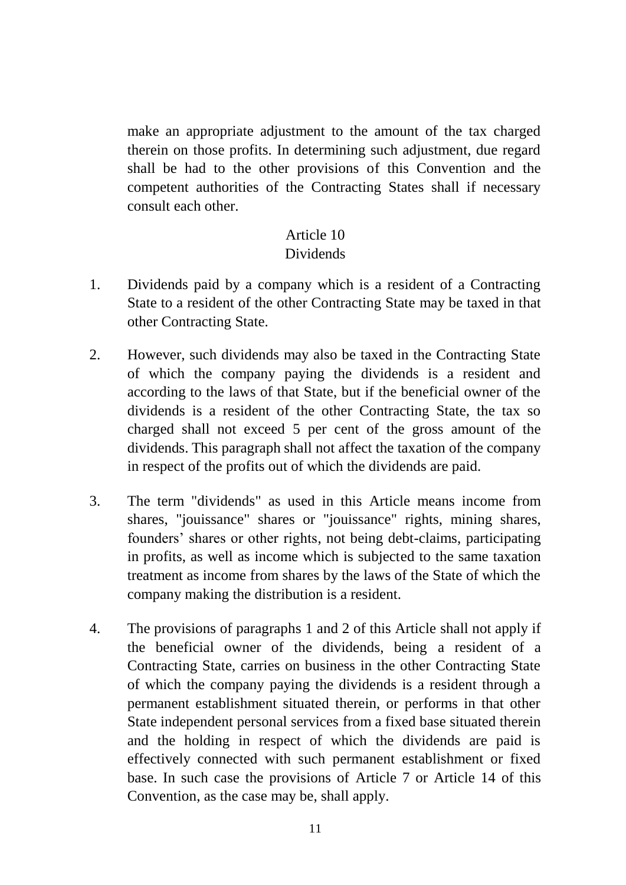make an appropriate adjustment to the amount of the tax charged therein on those profits. In determining such adjustment, due regard shall be had to the other provisions of this Convention and the competent authorities of the Contracting States shall if necessary consult each other.

## Article 10
## Dividends

1. Dividends paid by a company which is a resident of a Contracting State to a resident of the other Contracting State may be taxed in that other Contracting State.

2. However, such dividends may also be taxed in the Contracting State of which the company paying the dividends is a resident and according to the laws of that State, but if the beneficial owner of the dividends is a resident of the other Contracting State, the tax so charged shall not exceed 5 per cent of the gross amount of the dividends. This paragraph shall not affect the taxation of the company in respect of the profits out of which the dividends are paid.

3. The term "dividends" as used in this Article means income from shares, "jouissance" shares or "jouissance" rights, mining shares, founders' shares or other rights, not being debt-claims, participating in profits, as well as income which is subjected to the same taxation treatment as income from shares by the laws of the State of which the company making the distribution is a resident.

4. The provisions of paragraphs 1 and 2 of this Article shall not apply if the beneficial owner of the dividends, being a resident of a Contracting State, carries on business in the other Contracting State of which the company paying the dividends is a resident through a permanent establishment situated therein, or performs in that other State independent personal services from a fixed base situated therein and the holding in respect of which the dividends are paid is effectively connected with such permanent establishment or fixed base. In such case the provisions of Article 7 or Article 14 of this Convention, as the case may be, shall apply.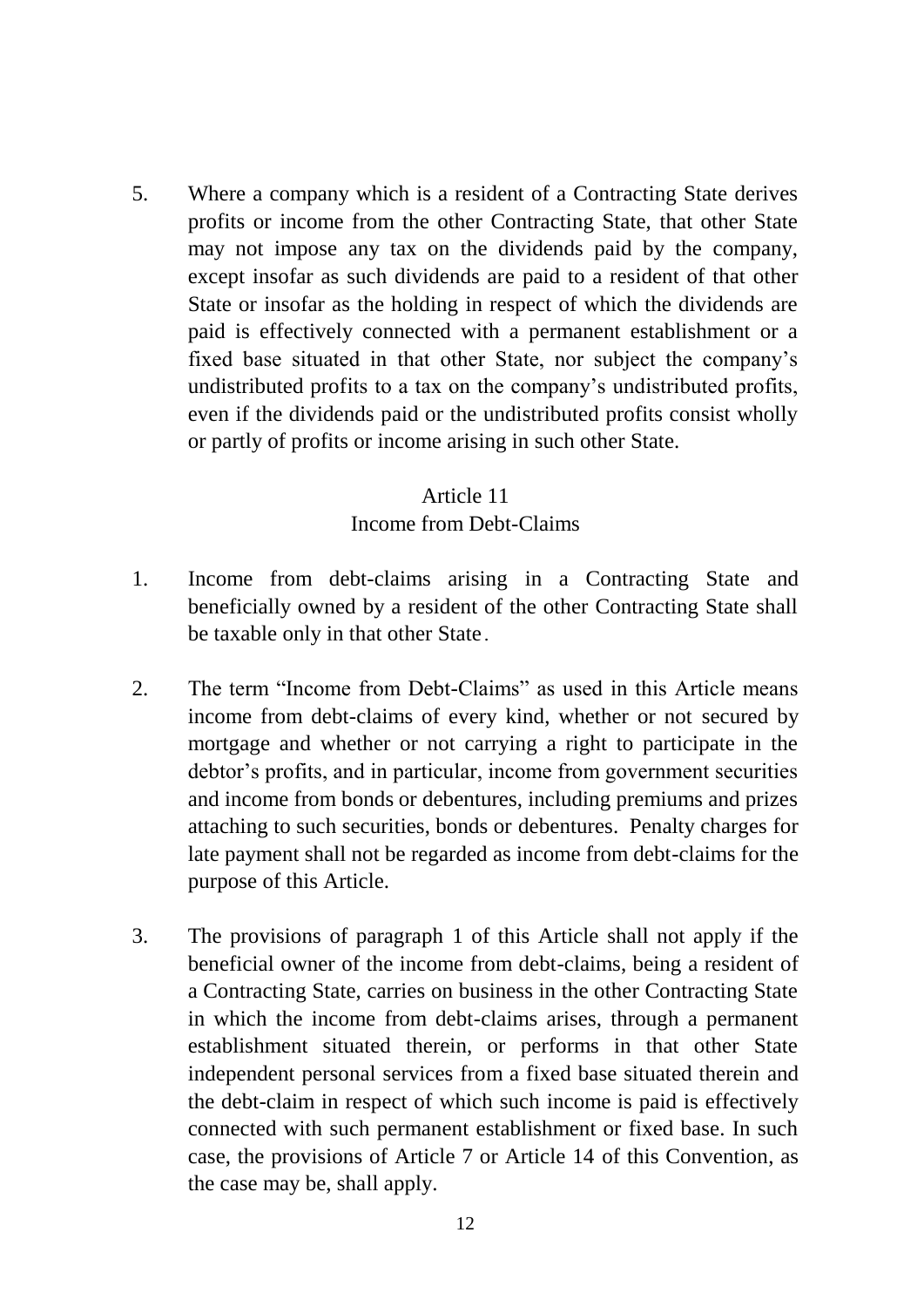5. Where a company which is a resident of a Contracting State derives profits or income from the other Contracting State, that other State may not impose any tax on the dividends paid by the company, except insofar as such dividends are paid to a resident of that other State or insofar as the holding in respect of which the dividends are paid is effectively connected with a permanent establishment or a fixed base situated in that other State, nor subject the company's undistributed profits to a tax on the company's undistributed profits, even if the dividends paid or the undistributed profits consist wholly or partly of profits or income arising in such other State.

## Article 11
## Income from Debt-Claims

1. Income from debt-claims arising in a Contracting State and beneficially owned by a resident of the other Contracting State shall be taxable only in that other State.

2. The term "Income from Debt-Claims" as used in this Article means income from debt-claims of every kind, whether or not secured by mortgage and whether or not carrying a right to participate in the debtor's profits, and in particular, income from government securities and income from bonds or debentures, including premiums and prizes attaching to such securities, bonds or debentures. Penalty charges for late payment shall not be regarded as income from debt-claims for the purpose of this Article.

3. The provisions of paragraph 1 of this Article shall not apply if the beneficial owner of the income from debt-claims, being a resident of a Contracting State, carries on business in the other Contracting State in which the income from debt-claims arises, through a permanent establishment situated therein, or performs in that other State independent personal services from a fixed base situated therein and the debt-claim in respect of which such income is paid is effectively connected with such permanent establishment or fixed base. In such case, the provisions of Article 7 or Article 14 of this Convention, as the case may be, shall apply.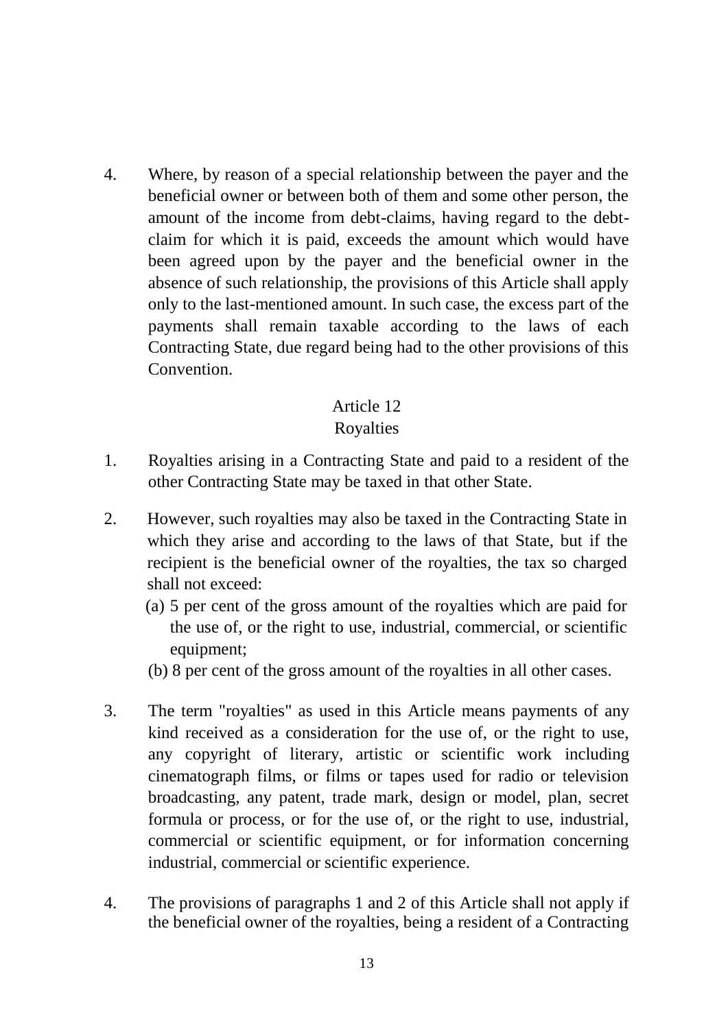4. Where, by reason of a special relationship between the payer and the beneficial owner or between both of them and some other person, the amount of the income from debt-claims, having regard to the debt-claim for which it is paid, exceeds the amount which would have been agreed upon by the payer and the beneficial owner in the absence of such relationship, the provisions of this Article shall apply only to the last-mentioned amount. In such case, the excess part of the payments shall remain taxable according to the laws of each Contracting State, due regard being had to the other provisions of this Convention.

## Article 12
## Royalties

1. Royalties arising in a Contracting State and paid to a resident of the other Contracting State may be taxed in that other State.

2. However, such royalties may also be taxed in the Contracting State in which they arise and according to the laws of that State, but if the recipient is the beneficial owner of the royalties, the tax so charged shall not exceed:
   (a) 5 per cent of the gross amount of the royalties which are paid for the use of, or the right to use, industrial, commercial, or scientific equipment;
   (b) 8 per cent of the gross amount of the royalties in all other cases.

3. The term "royalties" as used in this Article means payments of any kind received as a consideration for the use of, or the right to use, any copyright of literary, artistic or scientific work including cinematograph films, or films or tapes used for radio or television broadcasting, any patent, trade mark, design or model, plan, secret formula or process, or for the use of, or the right to use, industrial, commercial or scientific equipment, or for information concerning industrial, commercial or scientific experience.

4. The provisions of paragraphs 1 and 2 of this Article shall not apply if the beneficial owner of the royalties, being a resident of a Contracting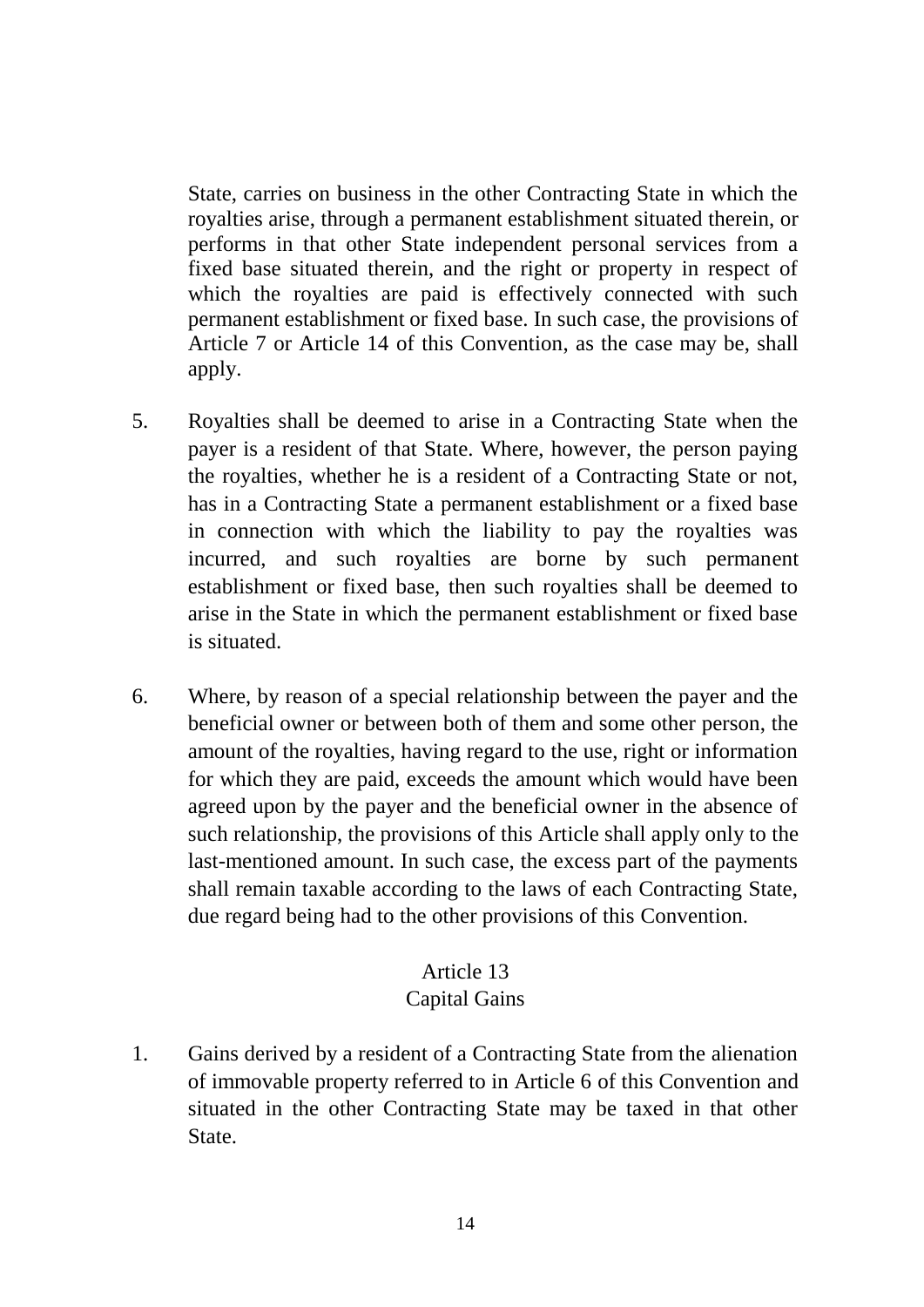State, carries on business in the other Contracting State in which the royalties arise, through a permanent establishment situated therein, or performs in that other State independent personal services from a fixed base situated therein, and the right or property in respect of which the royalties are paid is effectively connected with such permanent establishment or fixed base. In such case, the provisions of Article 7 or Article 14 of this Convention, as the case may be, shall apply.

5. Royalties shall be deemed to arise in a Contracting State when the payer is a resident of that State. Where, however, the person paying the royalties, whether he is a resident of a Contracting State or not, has in a Contracting State a permanent establishment or a fixed base in connection with which the liability to pay the royalties was incurred, and such royalties are borne by such permanent establishment or fixed base, then such royalties shall be deemed to arise in the State in which the permanent establishment or fixed base is situated.

6. Where, by reason of a special relationship between the payer and the beneficial owner or between both of them and some other person, the amount of the royalties, having regard to the use, right or information for which they are paid, exceeds the amount which would have been agreed upon by the payer and the beneficial owner in the absence of such relationship, the provisions of this Article shall apply only to the last-mentioned amount. In such case, the excess part of the payments shall remain taxable according to the laws of each Contracting State, due regard being had to the other provisions of this Convention.

## Article 13
## Capital Gains

1. Gains derived by a resident of a Contracting State from the alienation of immovable property referred to in Article 6 of this Convention and situated in the other Contracting State may be taxed in that other State.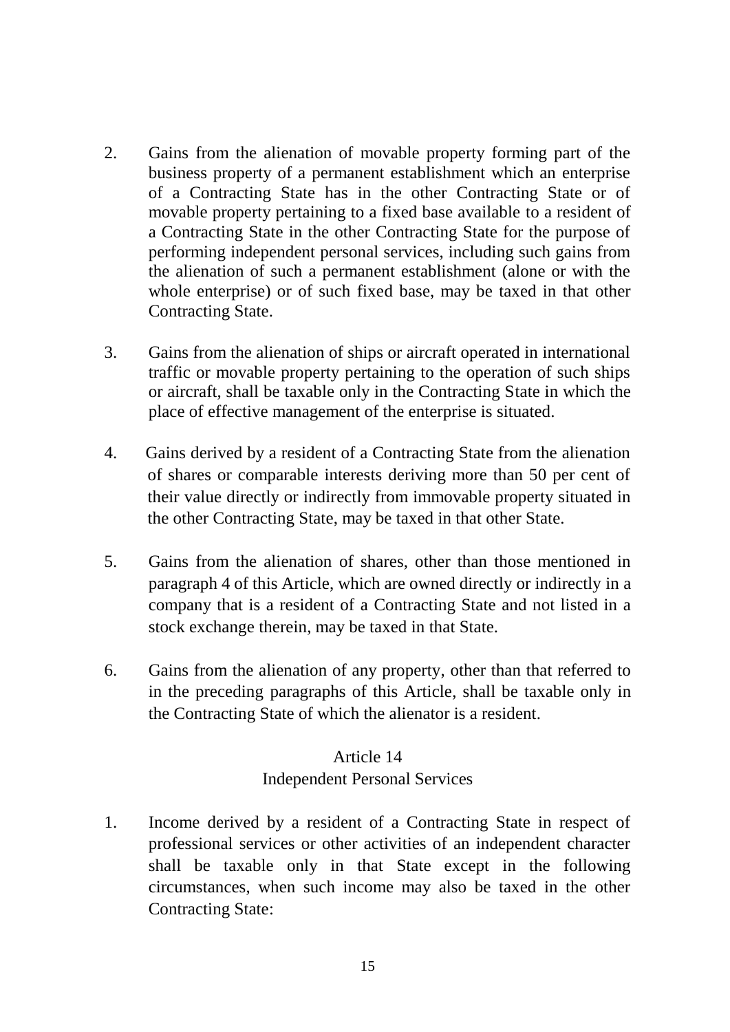2. Gains from the alienation of movable property forming part of the business property of a permanent establishment which an enterprise of a Contracting State has in the other Contracting State or of movable property pertaining to a fixed base available to a resident of a Contracting State in the other Contracting State for the purpose of performing independent personal services, including such gains from the alienation of such a permanent establishment (alone or with the whole enterprise) or of such fixed base, may be taxed in that other Contracting State.

3. Gains from the alienation of ships or aircraft operated in international traffic or movable property pertaining to the operation of such ships or aircraft, shall be taxable only in the Contracting State in which the place of effective management of the enterprise is situated.

4. Gains derived by a resident of a Contracting State from the alienation of shares or comparable interests deriving more than 50 per cent of their value directly or indirectly from immovable property situated in the other Contracting State, may be taxed in that other State.

5. Gains from the alienation of shares, other than those mentioned in paragraph 4 of this Article, which are owned directly or indirectly in a company that is a resident of a Contracting State and not listed in a stock exchange therein, may be taxed in that State.

6. Gains from the alienation of any property, other than that referred to in the preceding paragraphs of this Article, shall be taxable only in the Contracting State of which the alienator is a resident.

## Article 14
## Independent Personal Services

1. Income derived by a resident of a Contracting State in respect of professional services or other activities of an independent character shall be taxable only in that State except in the following circumstances, when such income may also be taxed in the other Contracting State: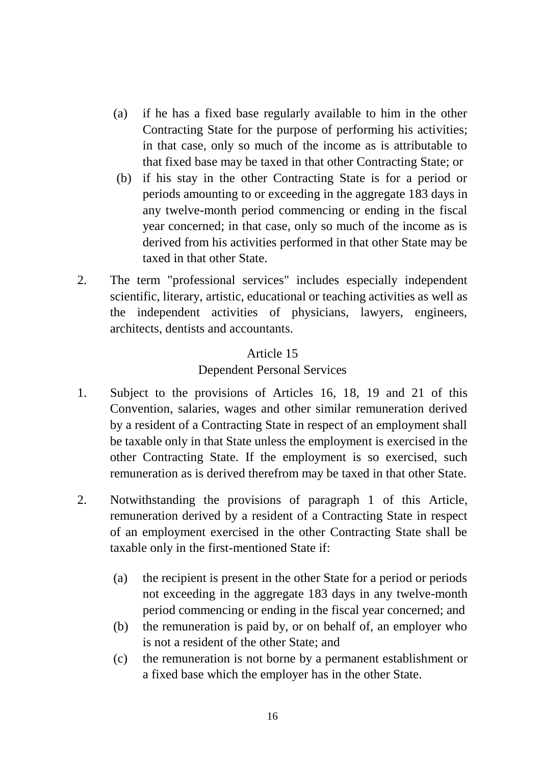(a) if he has a fixed base regularly available to him in the other Contracting State for the purpose of performing his activities; in that case, only so much of the income as is attributable to that fixed base may be taxed in that other Contracting State; or

(b) if his stay in the other Contracting State is for a period or periods amounting to or exceeding in the aggregate 183 days in any twelve-month period commencing or ending in the fiscal year concerned; in that case, only so much of the income as is derived from his activities performed in that other State may be taxed in that other State.

2. The term "professional services" includes especially independent scientific, literary, artistic, educational or teaching activities as well as the independent activities of physicians, lawyers, engineers, architects, dentists and accountants.

## Article 15
## Dependent Personal Services

1. Subject to the provisions of Articles 16, 18, 19 and 21 of this Convention, salaries, wages and other similar remuneration derived by a resident of a Contracting State in respect of an employment shall be taxable only in that State unless the employment is exercised in the other Contracting State. If the employment is so exercised, such remuneration as is derived therefrom may be taxed in that other State.

2. Notwithstanding the provisions of paragraph 1 of this Article, remuneration derived by a resident of a Contracting State in respect of an employment exercised in the other Contracting State shall be taxable only in the first-mentioned State if:

   (a) the recipient is present in the other State for a period or periods not exceeding in the aggregate 183 days in any twelve-month period commencing or ending in the fiscal year concerned; and
   
   (b) the remuneration is paid by, or on behalf of, an employer who is not a resident of the other State; and
   
   (c) the remuneration is not borne by a permanent establishment or a fixed base which the employer has in the other State.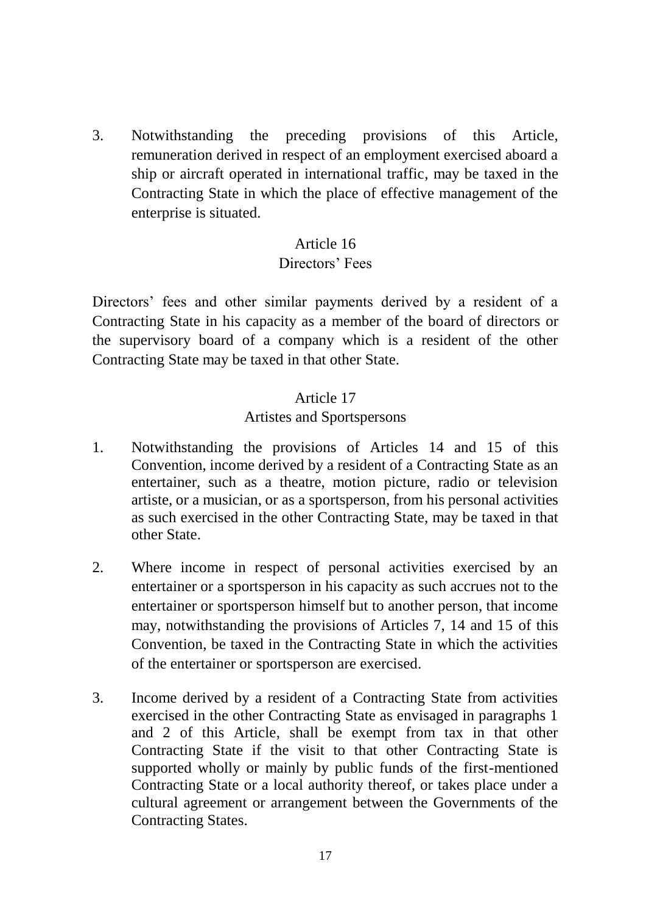3. Notwithstanding the preceding provisions of this Article, remuneration derived in respect of an employment exercised aboard a ship or aircraft operated in international traffic, may be taxed in the Contracting State in which the place of effective management of the enterprise is situated.

## Article 16
## Directors' Fees

Directors' fees and other similar payments derived by a resident of a Contracting State in his capacity as a member of the board of directors or the supervisory board of a company which is a resident of the other Contracting State may be taxed in that other State.

## Article 17
## Artistes and Sportspersons

1. Notwithstanding the provisions of Articles 14 and 15 of this Convention, income derived by a resident of a Contracting State as an entertainer, such as a theatre, motion picture, radio or television artiste, or a musician, or as a sportsperson, from his personal activities as such exercised in the other Contracting State, may be taxed in that other State.

2. Where income in respect of personal activities exercised by an entertainer or a sportsperson in his capacity as such accrues not to the entertainer or sportsperson himself but to another person, that income may, notwithstanding the provisions of Articles 7, 14 and 15 of this Convention, be taxed in the Contracting State in which the activities of the entertainer or sportsperson are exercised.

3. Income derived by a resident of a Contracting State from activities exercised in the other Contracting State as envisaged in paragraphs 1 and 2 of this Article, shall be exempt from tax in that other Contracting State if the visit to that other Contracting State is supported wholly or mainly by public funds of the first-mentioned Contracting State or a local authority thereof, or takes place under a cultural agreement or arrangement between the Governments of the Contracting States.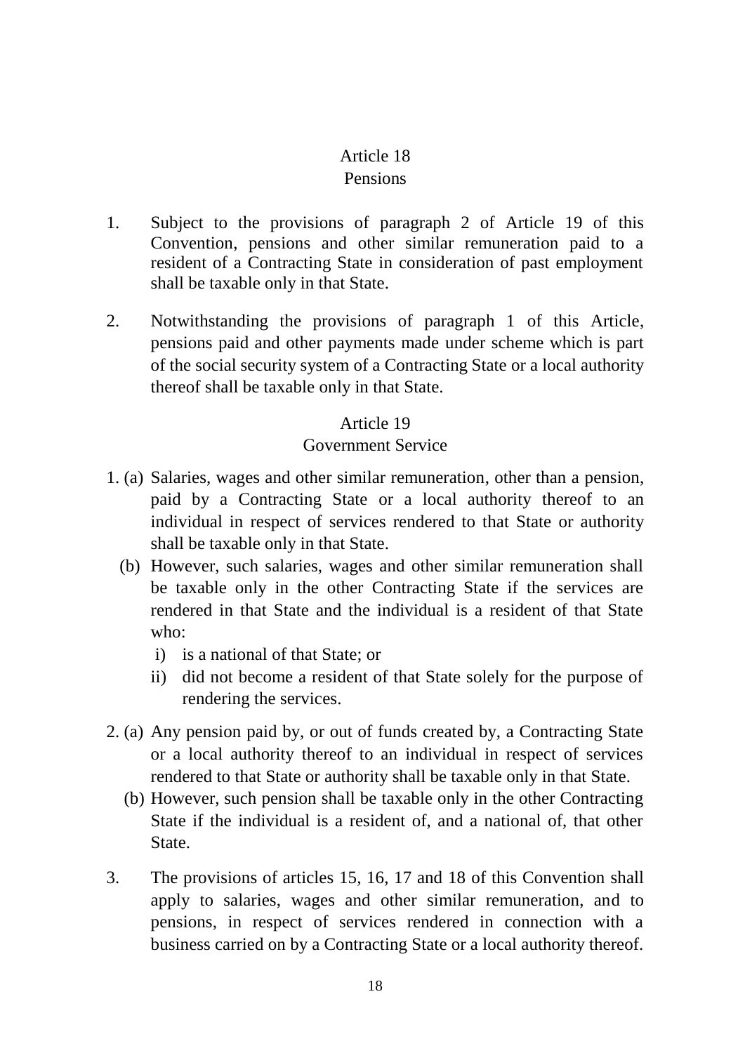## Article 18
## Pensions

1. Subject to the provisions of paragraph 2 of Article 19 of this Convention, pensions and other similar remuneration paid to a resident of a Contracting State in consideration of past employment shall be taxable only in that State.

2. Notwithstanding the provisions of paragraph 1 of this Article, pensions paid and other payments made under scheme which is part of the social security system of a Contracting State or a local authority thereof shall be taxable only in that State.

## Article 19
## Government Service

1. (a) Salaries, wages and other similar remuneration, other than a pension, paid by a Contracting State or a local authority thereof to an individual in respect of services rendered to that State or authority shall be taxable only in that State.

   (b) However, such salaries, wages and other similar remuneration shall be taxable only in the other Contracting State if the services are rendered in that State and the individual is a resident of that State who:

      i) is a national of that State; or

      ii) did not become a resident of that State solely for the purpose of rendering the services.

2. (a) Any pension paid by, or out of funds created by, a Contracting State or a local authority thereof to an individual in respect of services rendered to that State or authority shall be taxable only in that State.

   (b) However, such pension shall be taxable only in the other Contracting State if the individual is a resident of, and a national of, that other State.

3. The provisions of articles 15, 16, 17 and 18 of this Convention shall apply to salaries, wages and other similar remuneration, and to pensions, in respect of services rendered in connection with a business carried on by a Contracting State or a local authority thereof.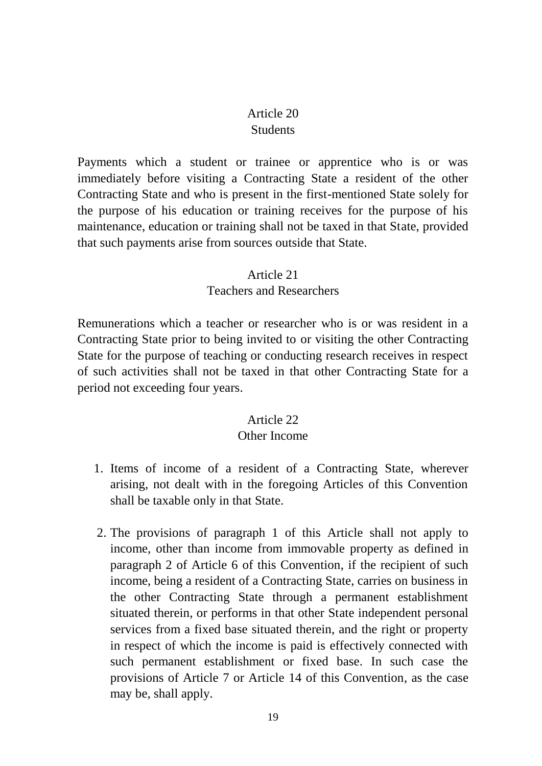## Article 20
## Students

Payments which a student or trainee or apprentice who is or was immediately before visiting a Contracting State a resident of the other Contracting State and who is present in the first-mentioned State solely for the purpose of his education or training receives for the purpose of his maintenance, education or training shall not be taxed in that State, provided that such payments arise from sources outside that State.

## Article 21
## Teachers and Researchers

Remunerations which a teacher or researcher who is or was resident in a Contracting State prior to being invited to or visiting the other Contracting State for the purpose of teaching or conducting research receives in respect of such activities shall not be taxed in that other Contracting State for a period not exceeding four years.

## Article 22
## Other Income

1. Items of income of a resident of a Contracting State, wherever arising, not dealt with in the foregoing Articles of this Convention shall be taxable only in that State.

2. The provisions of paragraph 1 of this Article shall not apply to income, other than income from immovable property as defined in paragraph 2 of Article 6 of this Convention, if the recipient of such income, being a resident of a Contracting State, carries on business in the other Contracting State through a permanent establishment situated therein, or performs in that other State independent personal services from a fixed base situated therein, and the right or property in respect of which the income is paid is effectively connected with such permanent establishment or fixed base. In such case the provisions of Article 7 or Article 14 of this Convention, as the case may be, shall apply.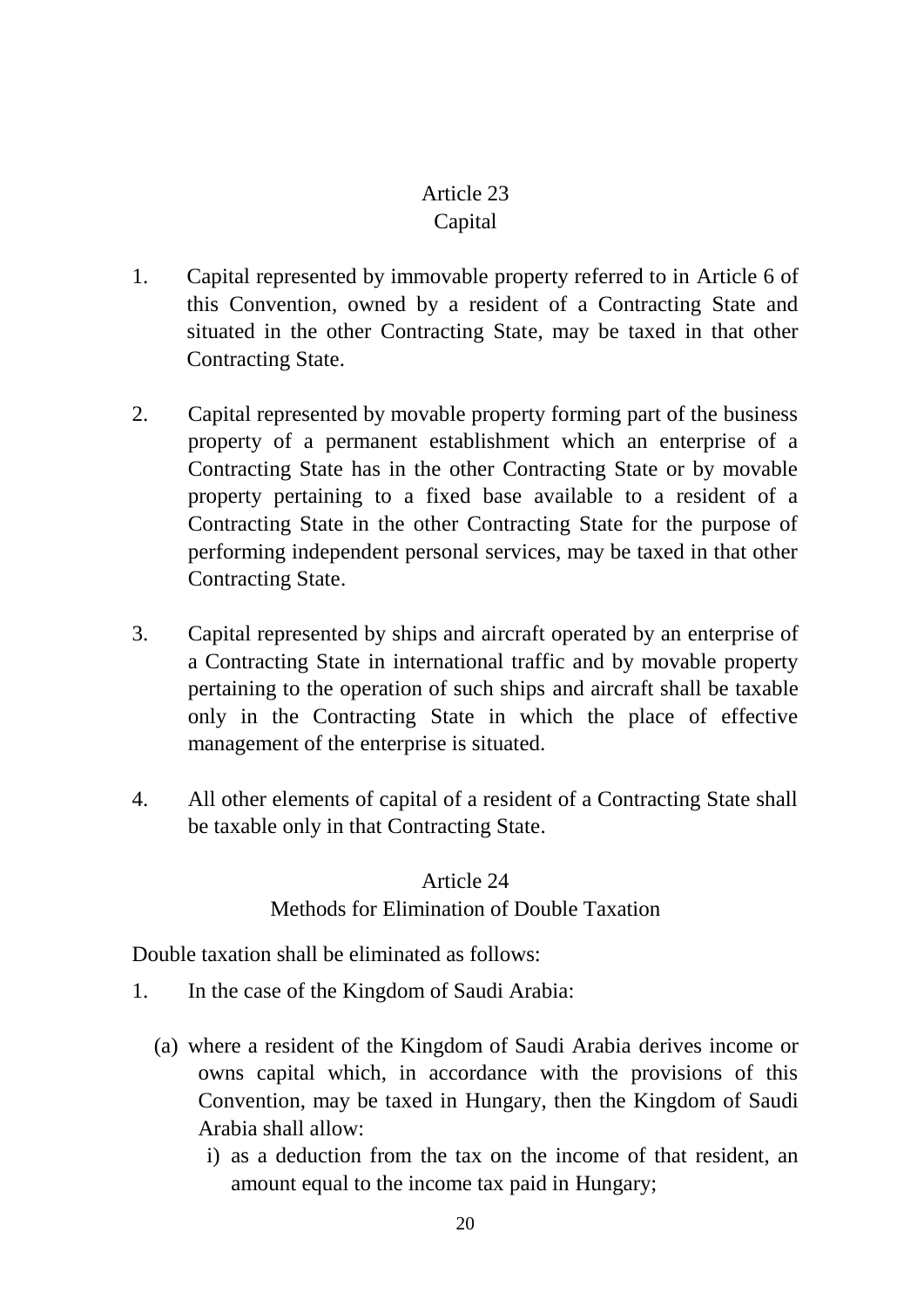## Article 23
## Capital

1. Capital represented by immovable property referred to in Article 6 of this Convention, owned by a resident of a Contracting State and situated in the other Contracting State, may be taxed in that other Contracting State.

2. Capital represented by movable property forming part of the business property of a permanent establishment which an enterprise of a Contracting State has in the other Contracting State or by movable property pertaining to a fixed base available to a resident of a Contracting State in the other Contracting State for the purpose of performing independent personal services, may be taxed in that other Contracting State.

3. Capital represented by ships and aircraft operated by an enterprise of a Contracting State in international traffic and by movable property pertaining to the operation of such ships and aircraft shall be taxable only in the Contracting State in which the place of effective management of the enterprise is situated.

4. All other elements of capital of a resident of a Contracting State shall be taxable only in that Contracting State.

## Article 24
## Methods for Elimination of Double Taxation

Double taxation shall be eliminated as follows:

1. In the case of the Kingdom of Saudi Arabia:

   (a) where a resident of the Kingdom of Saudi Arabia derives income or owns capital which, in accordance with the provisions of this Convention, may be taxed in Hungary, then the Kingdom of Saudi Arabia shall allow:

      i) as a deduction from the tax on the income of that resident, an amount equal to the income tax paid in Hungary;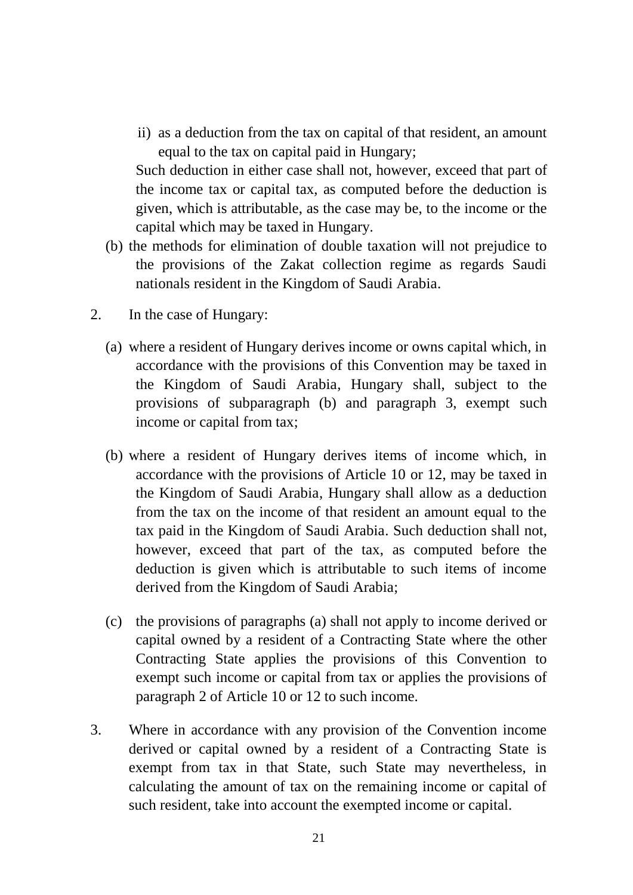ii) as a deduction from the tax on capital of that resident, an amount equal to the tax on capital paid in Hungary;

Such deduction in either case shall not, however, exceed that part of the income tax or capital tax, as computed before the deduction is given, which is attributable, as the case may be, to the income or the capital which may be taxed in Hungary.

(b) the methods for elimination of double taxation will not prejudice to the provisions of the Zakat collection regime as regards Saudi nationals resident in the Kingdom of Saudi Arabia.

2. In the case of Hungary:

(a) where a resident of Hungary derives income or owns capital which, in accordance with the provisions of this Convention may be taxed in the Kingdom of Saudi Arabia, Hungary shall, subject to the provisions of subparagraph (b) and paragraph 3, exempt such income or capital from tax;

(b) where a resident of Hungary derives items of income which, in accordance with the provisions of Article 10 or 12, may be taxed in the Kingdom of Saudi Arabia, Hungary shall allow as a deduction from the tax on the income of that resident an amount equal to the tax paid in the Kingdom of Saudi Arabia. Such deduction shall not, however, exceed that part of the tax, as computed before the deduction is given which is attributable to such items of income derived from the Kingdom of Saudi Arabia;

(c) the provisions of paragraphs (a) shall not apply to income derived or capital owned by a resident of a Contracting State where the other Contracting State applies the provisions of this Convention to exempt such income or capital from tax or applies the provisions of paragraph 2 of Article 10 or 12 to such income.

3. Where in accordance with any provision of the Convention income derived or capital owned by a resident of a Contracting State is exempt from tax in that State, such State may nevertheless, in calculating the amount of tax on the remaining income or capital of such resident, take into account the exempted income or capital.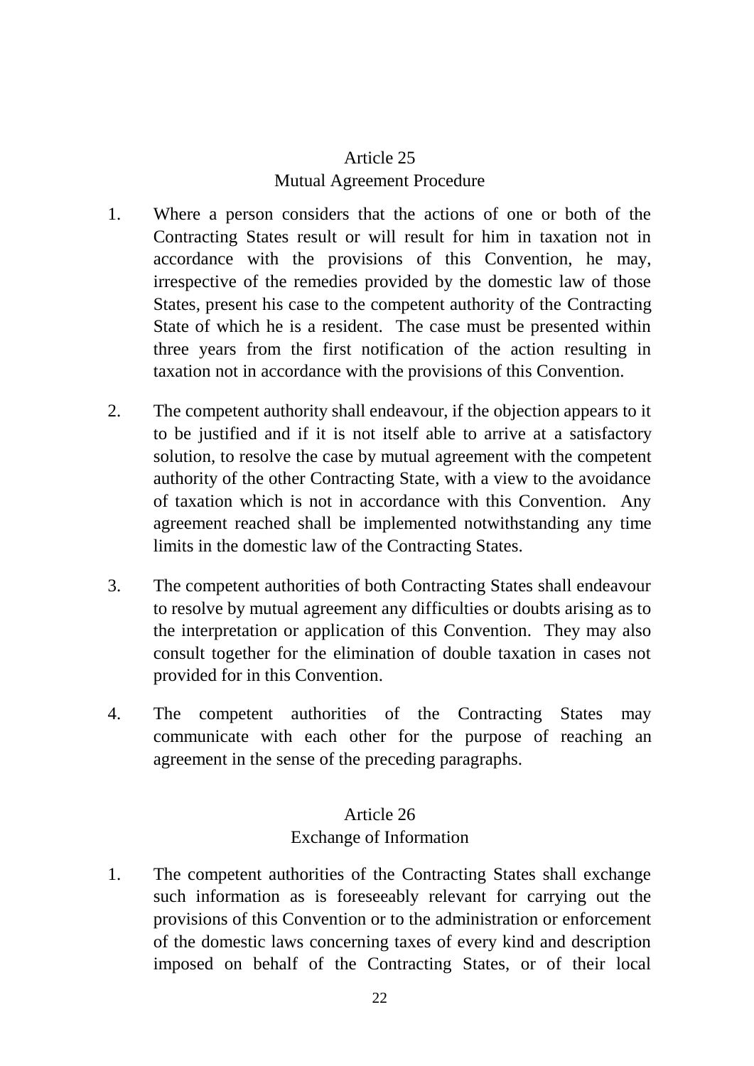## Article 25
## Mutual Agreement Procedure

1. Where a person considers that the actions of one or both of the Contracting States result or will result for him in taxation not in accordance with the provisions of this Convention, he may, irrespective of the remedies provided by the domestic law of those States, present his case to the competent authority of the Contracting State of which he is a resident. The case must be presented within three years from the first notification of the action resulting in taxation not in accordance with the provisions of this Convention.

2. The competent authority shall endeavour, if the objection appears to it to be justified and if it is not itself able to arrive at a satisfactory solution, to resolve the case by mutual agreement with the competent authority of the other Contracting State, with a view to the avoidance of taxation which is not in accordance with this Convention. Any agreement reached shall be implemented notwithstanding any time limits in the domestic law of the Contracting States.

3. The competent authorities of both Contracting States shall endeavour to resolve by mutual agreement any difficulties or doubts arising as to the interpretation or application of this Convention. They may also consult together for the elimination of double taxation in cases not provided for in this Convention.

4. The competent authorities of the Contracting States may communicate with each other for the purpose of reaching an agreement in the sense of the preceding paragraphs.

## Article 26
## Exchange of Information

1. The competent authorities of the Contracting States shall exchange such information as is foreseeably relevant for carrying out the provisions of this Convention or to the administration or enforcement of the domestic laws concerning taxes of every kind and description imposed on behalf of the Contracting States, or of their local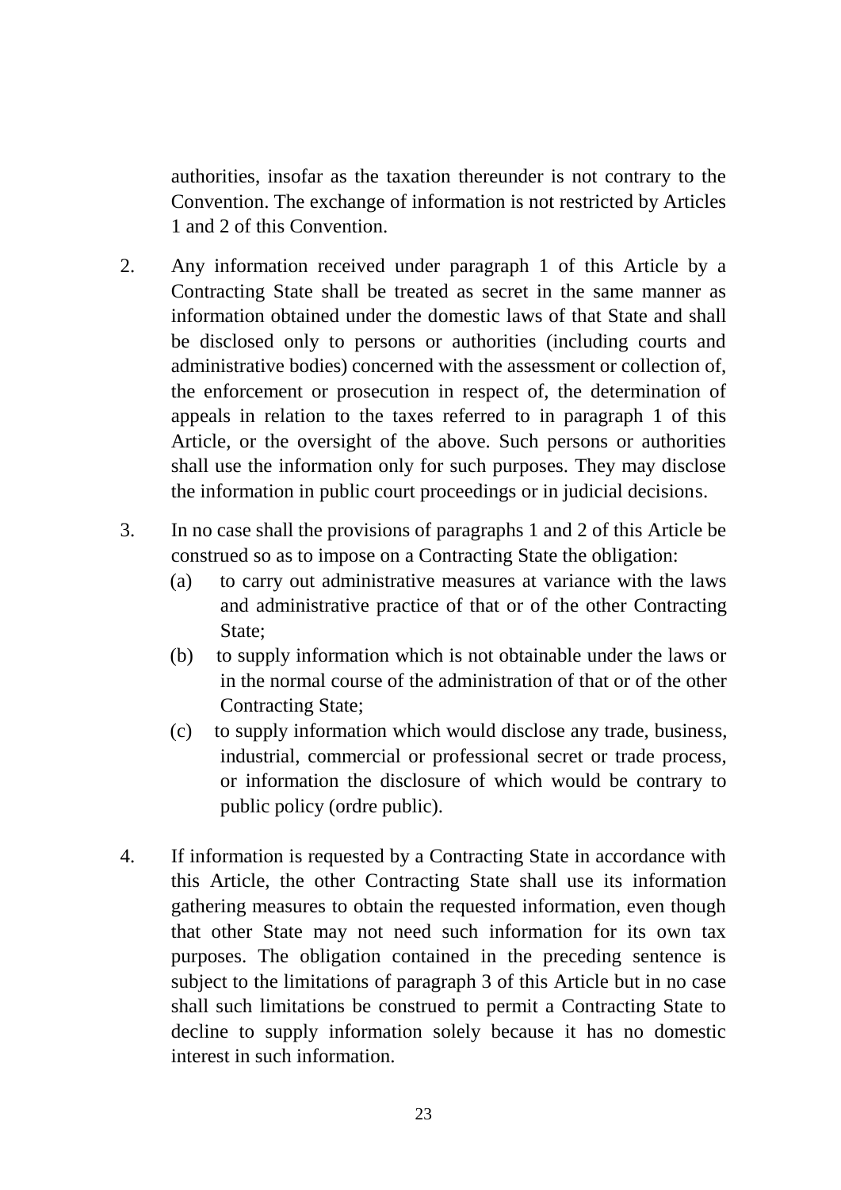authorities, insofar as the taxation thereunder is not contrary to the Convention. The exchange of information is not restricted by Articles 1 and 2 of this Convention.

2. Any information received under paragraph 1 of this Article by a Contracting State shall be treated as secret in the same manner as information obtained under the domestic laws of that State and shall be disclosed only to persons or authorities (including courts and administrative bodies) concerned with the assessment or collection of, the enforcement or prosecution in respect of, the determination of appeals in relation to the taxes referred to in paragraph 1 of this Article, or the oversight of the above. Such persons or authorities shall use the information only for such purposes. They may disclose the information in public court proceedings or in judicial decisions.

3. In no case shall the provisions of paragraphs 1 and 2 of this Article be construed so as to impose on a Contracting State the obligation:
   (a) to carry out administrative measures at variance with the laws and administrative practice of that or of the other Contracting State;
   (b) to supply information which is not obtainable under the laws or in the normal course of the administration of that or of the other Contracting State;
   (c) to supply information which would disclose any trade, business, industrial, commercial or professional secret or trade process, or information the disclosure of which would be contrary to public policy (ordre public).

4. If information is requested by a Contracting State in accordance with this Article, the other Contracting State shall use its information gathering measures to obtain the requested information, even though that other State may not need such information for its own tax purposes. The obligation contained in the preceding sentence is subject to the limitations of paragraph 3 of this Article but in no case shall such limitations be construed to permit a Contracting State to decline to supply information solely because it has no domestic interest in such information.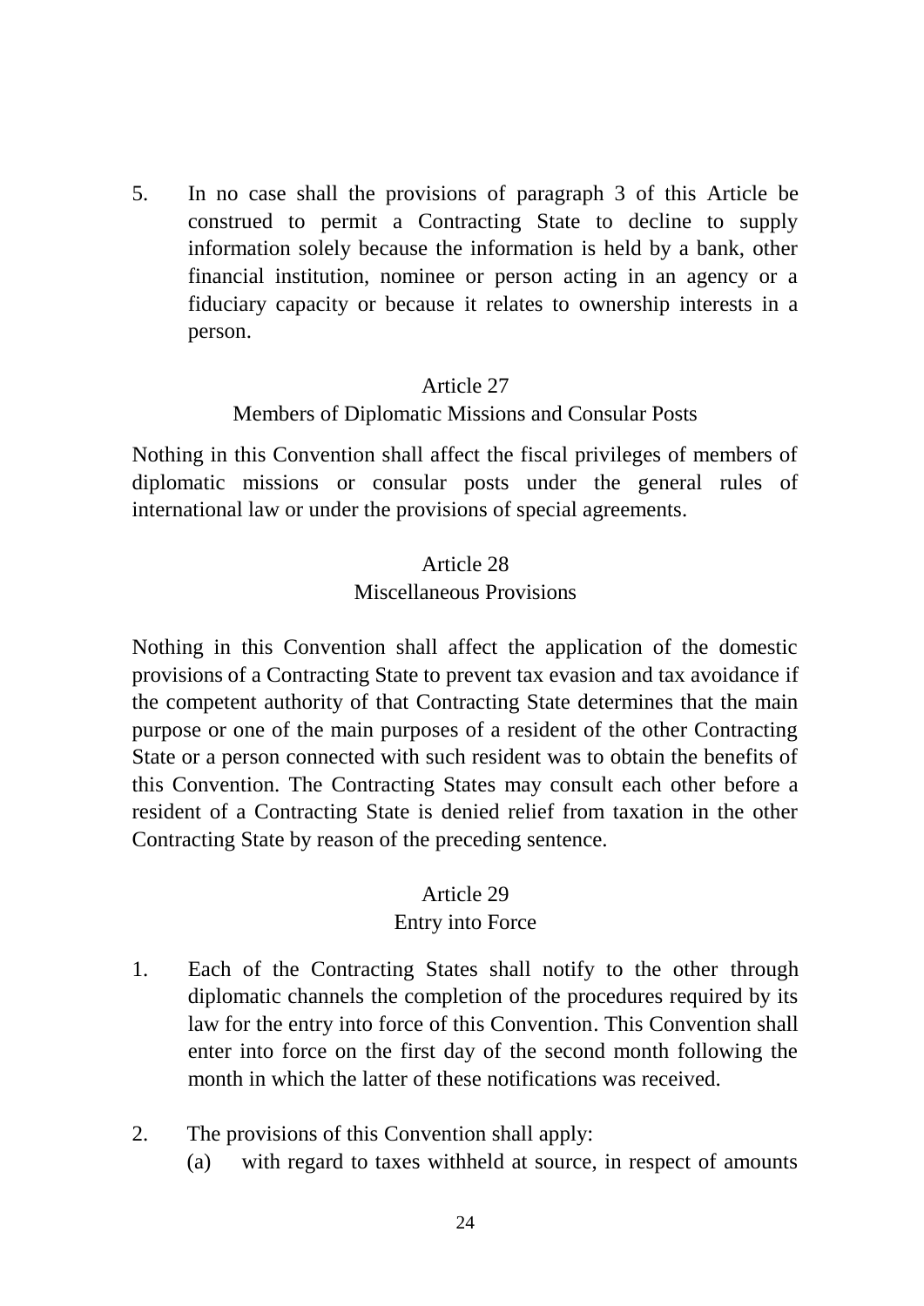5. In no case shall the provisions of paragraph 3 of this Article be construed to permit a Contracting State to decline to supply information solely because the information is held by a bank, other financial institution, nominee or person acting in an agency or a fiduciary capacity or because it relates to ownership interests in a person.

## Article 27
## Members of Diplomatic Missions and Consular Posts

Nothing in this Convention shall affect the fiscal privileges of members of diplomatic missions or consular posts under the general rules of international law or under the provisions of special agreements.

## Article 28
## Miscellaneous Provisions

Nothing in this Convention shall affect the application of the domestic provisions of a Contracting State to prevent tax evasion and tax avoidance if the competent authority of that Contracting State determines that the main purpose or one of the main purposes of a resident of the other Contracting State or a person connected with such resident was to obtain the benefits of this Convention. The Contracting States may consult each other before a resident of a Contracting State is denied relief from taxation in the other Contracting State by reason of the preceding sentence.

## Article 29
## Entry into Force

1. Each of the Contracting States shall notify to the other through diplomatic channels the completion of the procedures required by its law for the entry into force of this Convention. This Convention shall enter into force on the first day of the second month following the month in which the latter of these notifications was received.

2. The provisions of this Convention shall apply:
   (a) with regard to taxes withheld at source, in respect of amounts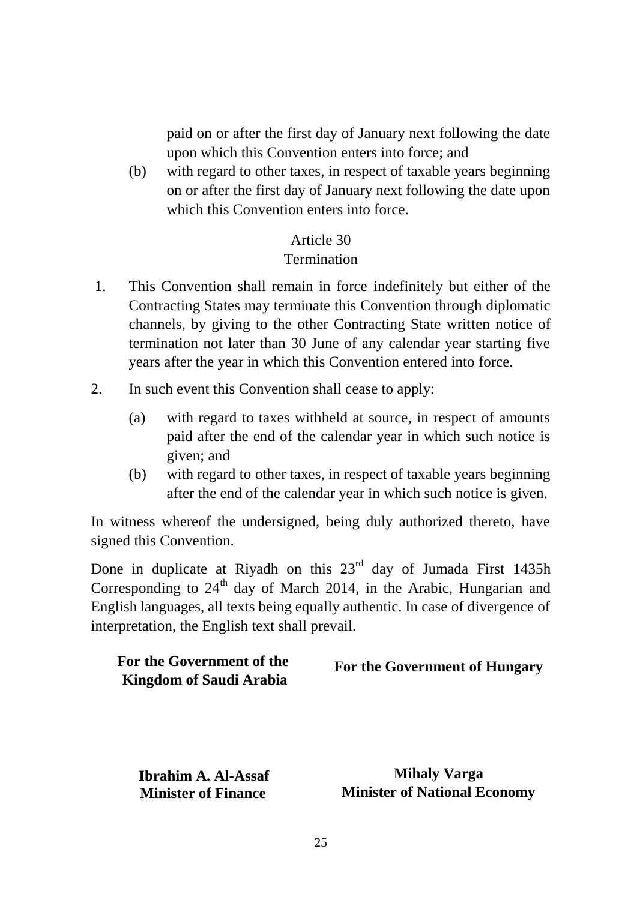paid on or after the first day of January next following the date upon which this Convention enters into force; and

(b) with regard to other taxes, in respect of taxable years beginning on or after the first day of January next following the date upon which this Convention enters into force.

Article 30
Termination

1. This Convention shall remain in force indefinitely but either of the Contracting States may terminate this Convention through diplomatic channels, by giving to the other Contracting State written notice of termination not later than 30 June of any calendar year starting five years after the year in which this Convention entered into force.

2. In such event this Convention shall cease to apply:

   (a) with regard to taxes withheld at source, in respect of amounts paid after the end of the calendar year in which such notice is given; and

   (b) with regard to other taxes, in respect of taxable years beginning after the end of the calendar year in which such notice is given.

In witness whereof the undersigned, being duly authorized thereto, have signed this Convention.

Done in duplicate at Riyadh on this 23rd day of Jumada First 1435h Corresponding to 24th day of March 2014, in the Arabic, Hungarian and English languages, all texts being equally authentic. In case of divergence of interpretation, the English text shall prevail.

| **For the Government of the Kingdom of Saudi Arabia** | **For the Government of Hungary** |
|---|---|
| **Ibrahim A. Al-Assaf**<br>**Minister of Finance** | **Mihaly Varga**<br>**Minister of National Economy** |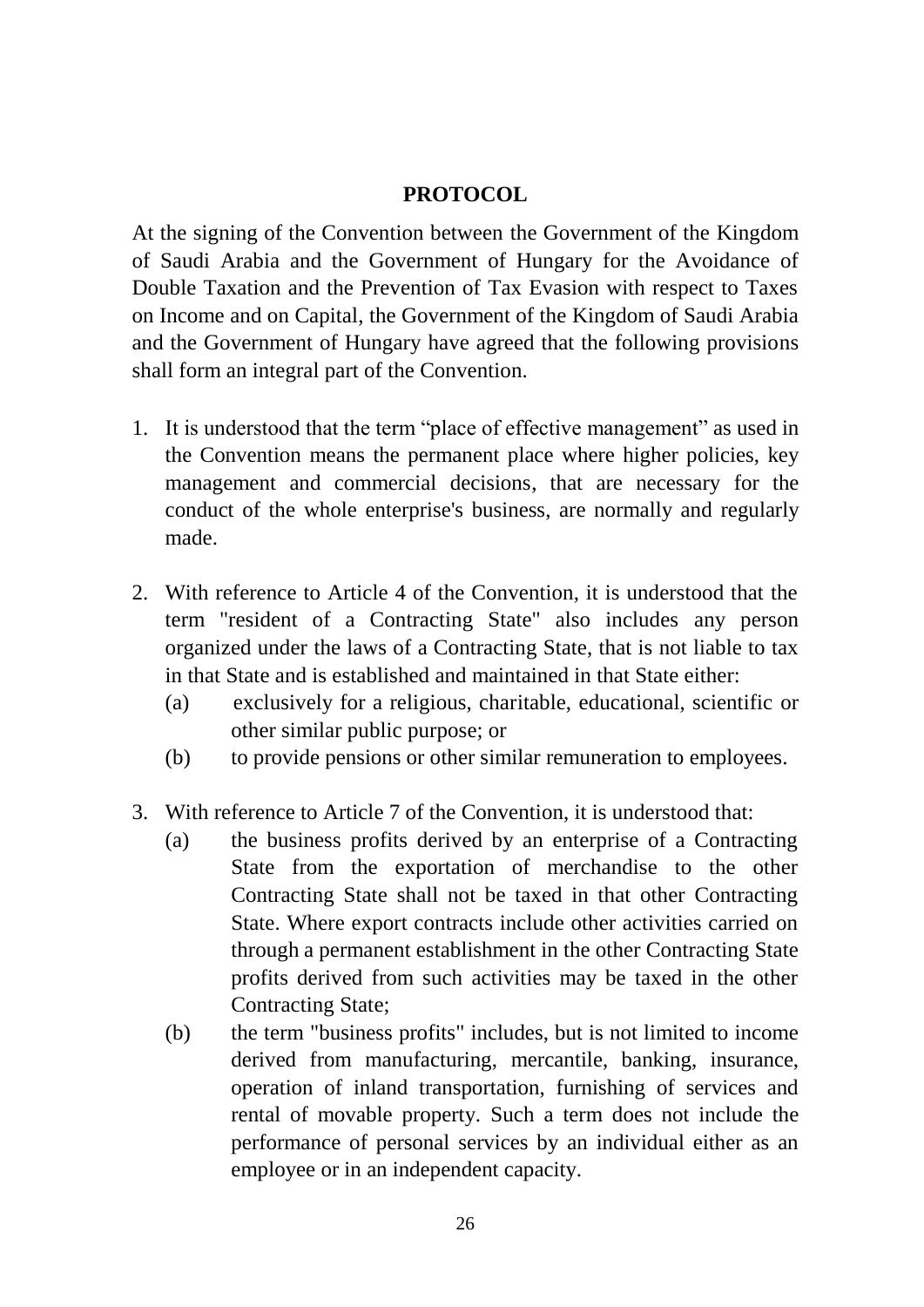# PROTOCOL

At the signing of the Convention between the Government of the Kingdom of Saudi Arabia and the Government of Hungary for the Avoidance of Double Taxation and the Prevention of Tax Evasion with respect to Taxes on Income and on Capital, the Government of the Kingdom of Saudi Arabia and the Government of Hungary have agreed that the following provisions shall form an integral part of the Convention.

1. It is understood that the term "place of effective management" as used in the Convention means the permanent place where higher policies, key management and commercial decisions, that are necessary for the conduct of the whole enterprise's business, are normally and regularly made.

2. With reference to Article 4 of the Convention, it is understood that the term "resident of a Contracting State" also includes any person organized under the laws of a Contracting State, that is not liable to tax in that State and is established and maintained in that State either:
   - (a) exclusively for a religious, charitable, educational, scientific or other similar public purpose; or
   - (b) to provide pensions or other similar remuneration to employees.

3. With reference to Article 7 of the Convention, it is understood that:
   - (a) the business profits derived by an enterprise of a Contracting State from the exportation of merchandise to the other Contracting State shall not be taxed in that other Contracting State. Where export contracts include other activities carried on through a permanent establishment in the other Contracting State profits derived from such activities may be taxed in the other Contracting State;
   - (b) the term "business profits" includes, but is not limited to income derived from manufacturing, mercantile, banking, insurance, operation of inland transportation, furnishing of services and rental of movable property. Such a term does not include the performance of personal services by an individual either as an employee or in an independent capacity.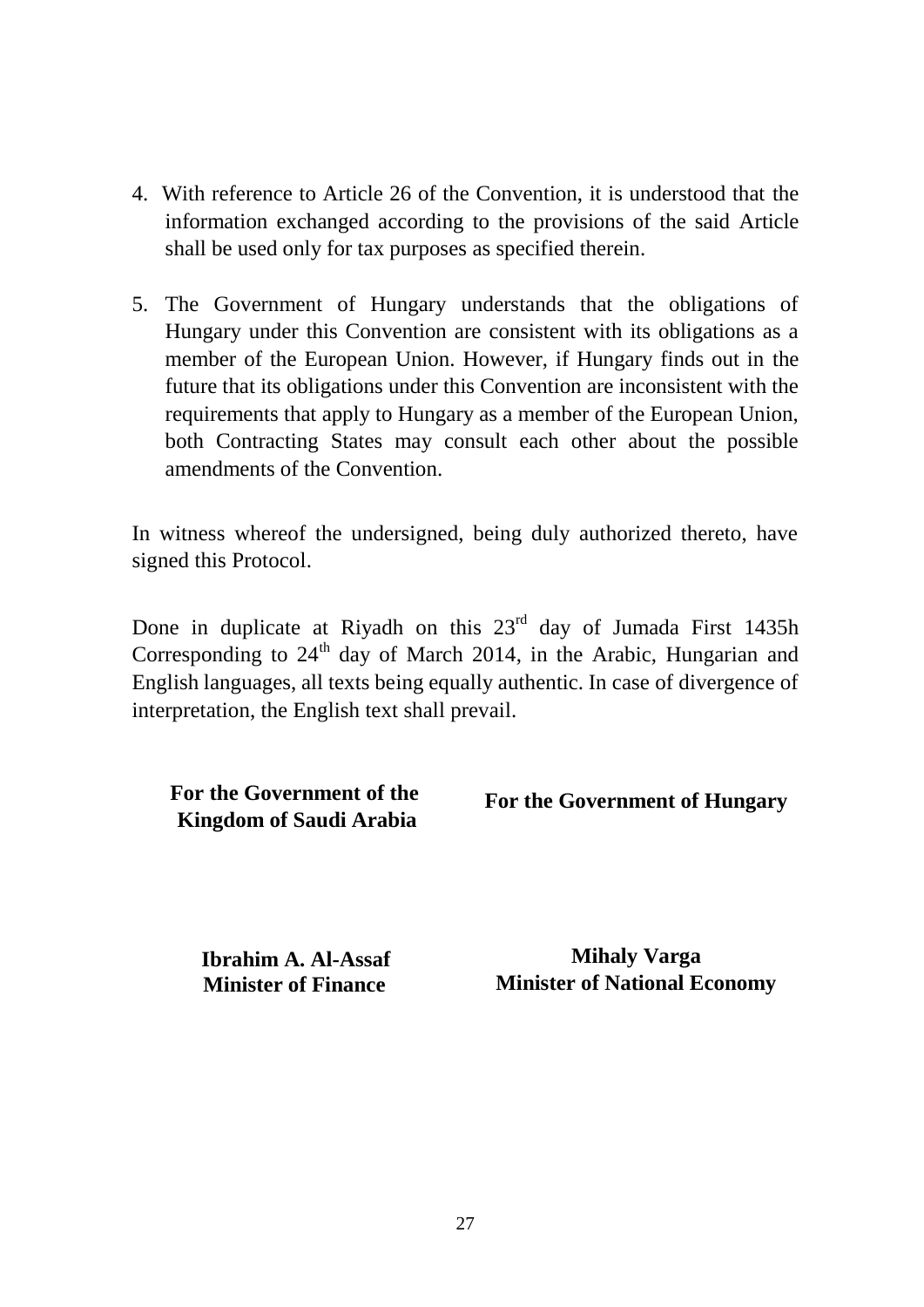4. With reference to Article 26 of the Convention, it is understood that the information exchanged according to the provisions of the said Article shall be used only for tax purposes as specified therein.

5. The Government of Hungary understands that the obligations of Hungary under this Convention are consistent with its obligations as a member of the European Union. However, if Hungary finds out in the future that its obligations under this Convention are inconsistent with the requirements that apply to Hungary as a member of the European Union, both Contracting States may consult each other about the possible amendments of the Convention.

In witness whereof the undersigned, being duly authorized thereto, have signed this Protocol.

Done in duplicate at Riyadh on this 23rd day of Jumada First 1435h Corresponding to 24th day of March 2014, in the Arabic, Hungarian and English languages, all texts being equally authentic. In case of divergence of interpretation, the English text shall prevail.

**For the Government of the Kingdom of Saudi Arabia**

**Ibrahim A. Al-Assaf**
**Minister of Finance**

**For the Government of Hungary**

**Mihaly Varga**
**Minister of National Economy**